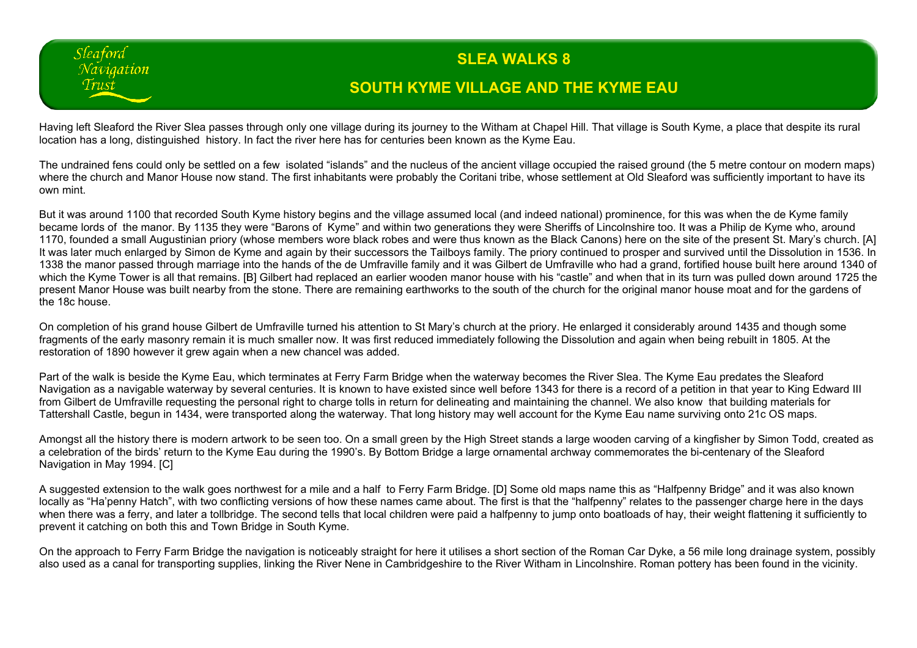Sleaford Navigation Trust

# SLEA WALKS 8

## SOUTH KYME VILLAGE AND THE KYME EAU

Having left Sleaford the River Slea passes through only one village during its journey to the Witham at Chapel Hill. That village is South Kyme, a place that despite its rural location has a long, distinguished history. In fact the river here has for centuries been known as the Kyme Eau.

The undrained fens could only be settled on a few isolated "islands" and the nucleus of the ancient village occupied the raised ground (the 5 metre contour on modern maps) where the church and Manor House now stand. The first inhabitants were probably the Coritani tribe, whose settlement at Old Sleaford was sufficiently important to have its own mint.

But it was around 1100 that recorded South Kyme history begins and the village assumed local (and indeed national) prominence, for this was when the de Kyme family became lords of the manor. By 1135 they were "Barons of Kyme" and within two generations they were Sheriffs of Lincolnshire too. It was a Philip de Kyme who, around 1170, founded a small Augustinian priory (whose members wore black robes and were thus known as the Black Canons) here on the site of the present St. Mary's church. [A] It was later much enlarged by Simon de Kyme and again by their successors the Tailboys family. The priory continued to prosper and survived until the Dissolution in 1536. In 1338 the manor passed through marriage into the hands of the de Umfraville family and it was Gilbert de Umfraville who had a grand, fortified house built here around 1340 of which the Kyme Tower is all that remains. [B] Gilbert had replaced an earlier wooden manor house with his "castle" and when that in its turn was pulled down around 1725 the present Manor House was built nearby from the stone. There are remaining earthworks to the south of the church for the original manor house moat and for the gardens of the 18c house.

On completion of his grand house Gilbert de Umfraville turned his attention to St Mary's church at the priory. He enlarged it considerably around 1435 and though some fragments of the early masonry remain it is much smaller now. It was first reduced immediately following the Dissolution and again when being rebuilt in 1805. At the restoration of 1890 however it grew again when a new chancel was added.

Part of the walk is beside the Kyme Eau, which terminates at Ferry Farm Bridge when the waterway becomes the River Slea. The Kyme Eau predates the Sleaford Navigation as a navigable waterway by several centuries. It is known to have existed since well before 1343 for there is a record of a petition in that year to King Edward III from Gilbert de Umfraville requesting the personal right to charge tolls in return for delineating and maintaining the channel. We also know that building materials for Tattershall Castle, begun in 1434, were transported along the waterway. That long history may well account for the Kyme Eau name surviving onto 21c OS maps.

Amongst all the history there is modern artwork to be seen too. On a small green by the High Street stands a large wooden carving of a kingfisher by Simon Todd, created as a celebration of the birds' return to the Kyme Eau during the 1990's. By Bottom Bridge a large ornamental archway commemorates the bi-centenary of the Sleaford Navigation in May 1994. [C]

A suggested extension to the walk goes northwest for a mile and a half to Ferry Farm Bridge. [D] Some old maps name this as "Halfpenny Bridge" and it was also known locally as "Ha'penny Hatch", with two conflicting versions of how these names came about. The first is that the "halfpenny" relates to the passenger charge here in the days when there was a ferry, and later a tollbridge. The second tells that local children were paid a halfpenny to jump onto boatloads of hay, their weight flattening it sufficiently to prevent it catching on both this and Town Bridge in South Kyme.

On the approach to Ferry Farm Bridge the navigation is noticeably straight for here it utilises a short section of the Roman Car Dyke, a 56 mile long drainage system, possibly also used as a canal for transporting supplies, linking the River Nene in Cambridgeshire to the River Witham in Lincolnshire. Roman pottery has been found in the vicinity.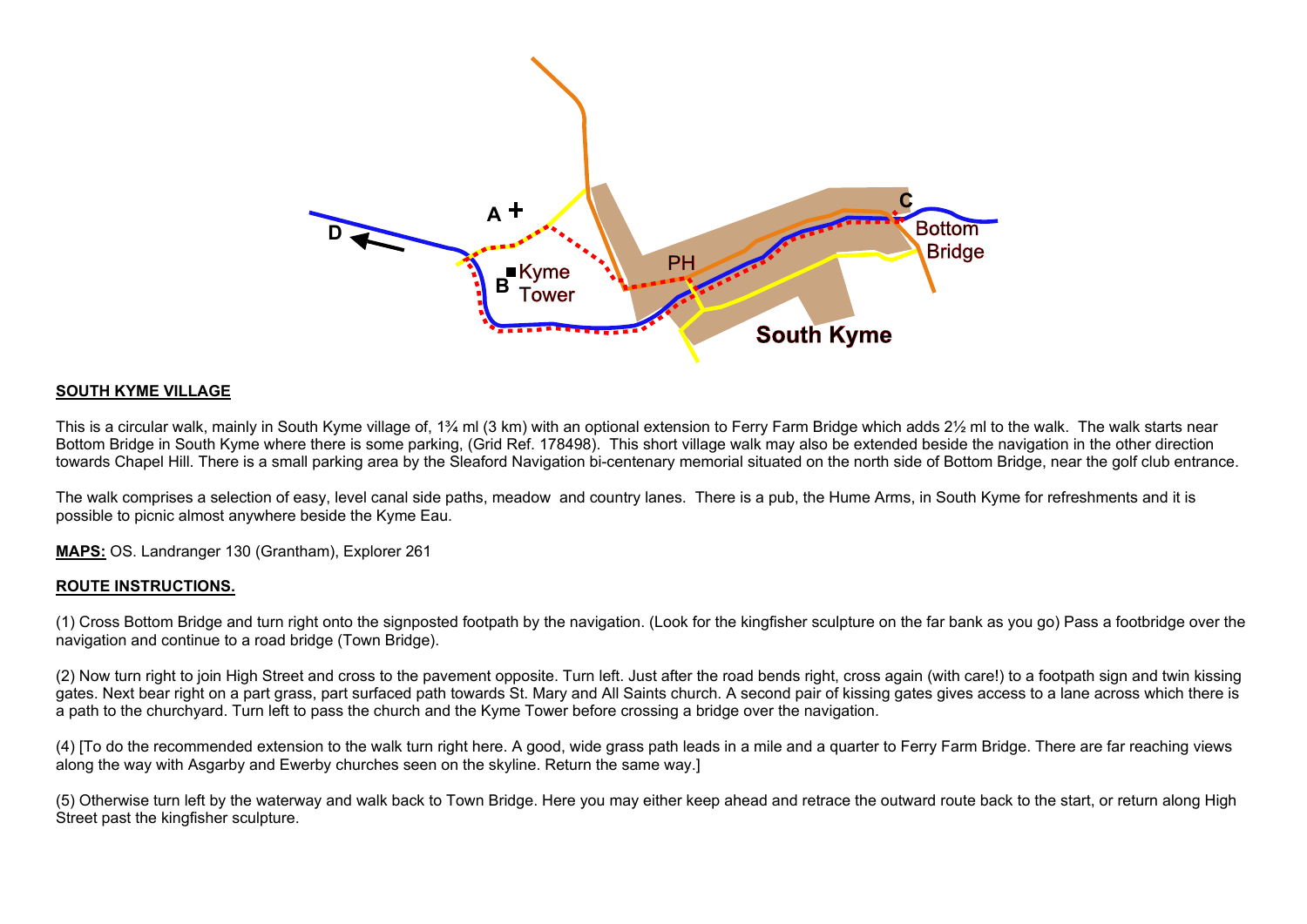A

D

B

Kyme Tower

PH

C

Bottom Bridge

South Kyme

**SOUTH KYME VILLAGE**

This is a circular walk, mainly in South Kyme village of, 1¾ ml (3 km) with an optional extension to Ferry Farm Bridge which adds 2½ ml to the walk. The walk starts near Bottom Bridge in South Kyme where there is some parking, (Grid Ref. 178498). This short village walk may also be extended beside the navigation in the other direction towards Chapel Hill. There is a small parking area by the Sleaford Navigation bi-centenary memorial situated on the north side of Bottom Bridge, near the golf club entrance.

The walk comprises a selection of easy, level canal side paths, meadow and country lanes. There is a pub, the Hume Arms, in South Kyme for refreshments and it is possible to picnic almost anywhere beside the Kyme Eau.

**MAPS:** OS. Landranger 130 (Grantham), Explorer 261

**ROUTE INSTRUCTIONS.**

(1) Cross Bottom Bridge and turn right onto the signposted footpath by the navigation. (Look for the kingfisher sculpture on the far bank as you go) Pass a footbridge over the navigation and continue to a road bridge (Town Bridge).

(2) Now turn right to join High Street and cross to the pavement opposite. Turn left. Just after the road bends right, cross again (with care!) to a footpath sign and twin kissing gates. Next bear right on a part grass, part surfaced path towards St. Mary and All Saints church. A second pair of kissing gates gives access to a lane across which there is a path to the churchyard. Turn left to pass the church and the Kyme Tower before crossing a bridge over the navigation.

(4) [To do the recommended extension to the walk turn right here. A good, wide grass path leads in a mile and a quarter to Ferry Farm Bridge. There are far reaching views along the way with Asgarby and Ewerby churches seen on the skyline. Return the same way.]

(5) Otherwise turn left by the waterway and walk back to Town Bridge. Here you may either keep ahead and retrace the outward route back to the start, or return along High Street past the kingfisher sculpture.